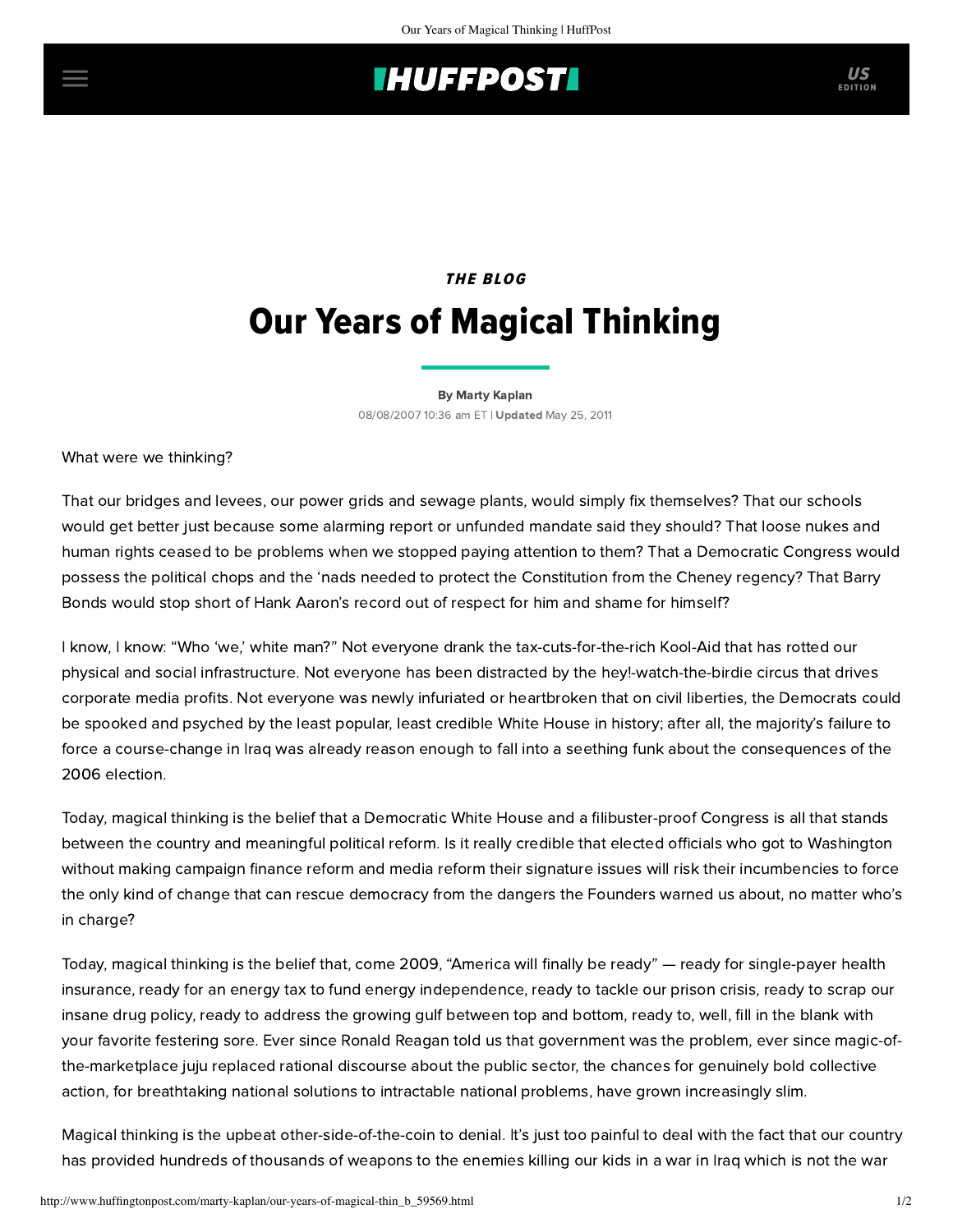*THE BLOG*

# Our Years of Magical Thinking

By Marty Kaplan

08/08/2007 10:36 am ET | **Updated** May 25, 2011

What were we thinking?

That our bridges and levees, our power grids and sewage plants, would simply fix themselves? That our schools would get better just because some alarming report or unfunded mandate said they should? That loose nukes and human rights ceased to be problems when we stopped paying attention to them? That a Democratic Congress would possess the political chops and the 'nads needed to protect the Constitution from the Cheney regency? That Barry Bonds would stop short of Hank Aaron's record out of respect for him and shame for himself?

I know, I know: "Who 'we,' white man?" Not everyone drank the tax-cuts-for-the-rich Kool-Aid that has rotted our physical and social infrastructure. Not everyone has been distracted by the hey!-watch-the-birdie circus that drives corporate media profits. Not everyone was newly infuriated or heartbroken that on civil liberties, the Democrats could be spooked and psyched by the least popular, least credible White House in history; after all, the majority's failure to force a course-change in Iraq was already reason enough to fall into a seething funk about the consequences of the 2006 election.

Today, magical thinking is the belief that a Democratic White House and a filibuster-proof Congress is all that stands between the country and meaningful political reform. Is it really credible that elected officials who got to Washington without making campaign finance reform and media reform their signature issues will risk their incumbencies to force the only kind of change that can rescue democracy from the dangers the Founders warned us about, no matter who's in charge?

Today, magical thinking is the belief that, come 2009, "America will finally be ready" — ready for single-payer health insurance, ready for an energy tax to fund energy independence, ready to tackle our prison crisis, ready to scrap our insane drug policy, ready to address the growing gulf between top and bottom, ready to, well, fill in the blank with your favorite festering sore. Ever since Ronald Reagan told us that government was the problem, ever since magic-of-the-marketplace juju replaced rational discourse about the public sector, the chances for genuinely bold collective action, for breathtaking national solutions to intractable national problems, have grown increasingly slim.

Magical thinking is the upbeat other-side-of-the-coin to denial. It's just too painful to deal with the fact that our country has provided hundreds of thousands of weapons to the enemies killing our kids in a war in Iraq which is not the war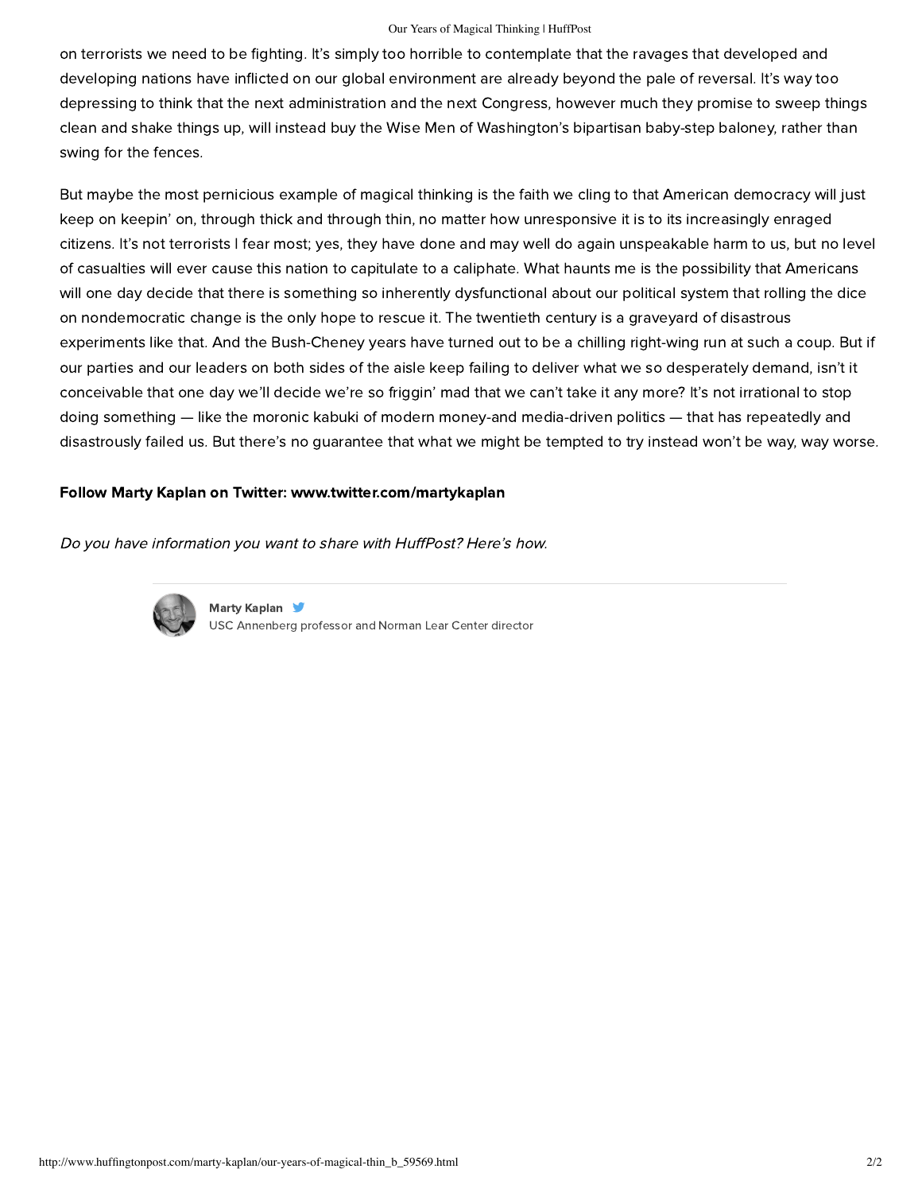on terrorists we need to be fighting. It's simply too horrible to contemplate that the ravages that developed and developing nations have inflicted on our global environment are already beyond the pale of reversal. It's way too depressing to think that the next administration and the next Congress, however much they promise to sweep things clean and shake things up, will instead buy the Wise Men of Washington's bipartisan baby-step baloney, rather than swing for the fences.

But maybe the most pernicious example of magical thinking is the faith we cling to that American democracy will just keep on keepin' on, through thick and through thin, no matter how unresponsive it is to its increasingly enraged citizens. It's not terrorists I fear most; yes, they have done and may well do again unspeakable harm to us, but no level of casualties will ever cause this nation to capitulate to a caliphate. What haunts me is the possibility that Americans will one day decide that there is something so inherently dysfunctional about our political system that rolling the dice on nondemocratic change is the only hope to rescue it. The twentieth century is a graveyard of disastrous experiments like that. And the Bush-Cheney years have turned out to be a chilling right-wing run at such a coup. But if our parties and our leaders on both sides of the aisle keep failing to deliver what we so desperately demand, isn't it conceivable that one day we'll decide we're so friggin' mad that we can't take it any more? It's not irrational to stop doing something — like the moronic kabuki of modern money-and media-driven politics — that has repeatedly and disastrously failed us. But there's no guarantee that what we might be tempted to try instead won't be way, way worse.

**Follow Marty Kaplan on Twitter: www.twitter.com/martykaplan**

*Do you have information you want to share with HuffPost? Here's how.*

**Marty Kaplan**

USC Annenberg professor and Norman Lear Center director